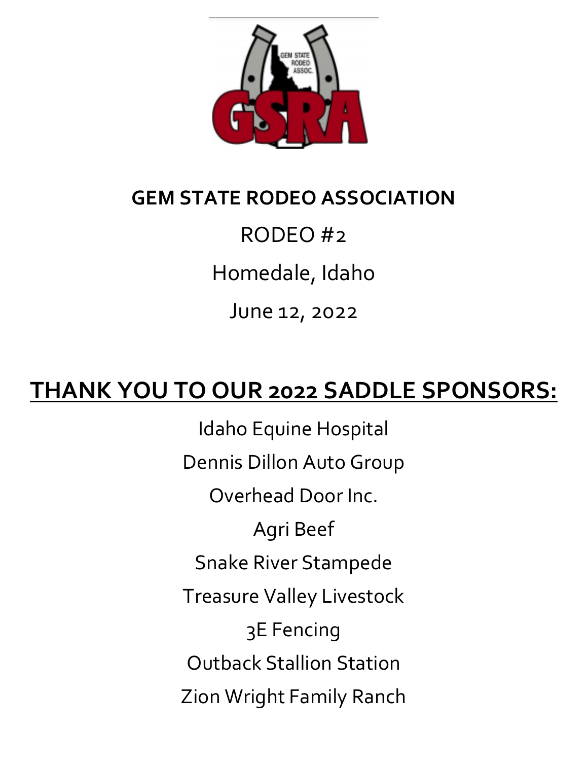# GEM STATE RODEO ASSOCIATION

RODEO #2

Homedale, Idaho

June 12, 2022

## THANK YOU TO OUR 2022 SADDLE SPONSORS:

Idaho Equine Hospital

Dennis Dillon Auto Group

Overhead Door Inc.

Agri Beef

Snake River Stampede

Treasure Valley Livestock

3E Fencing

Outback Stallion Station

Zion Wright Family Ranch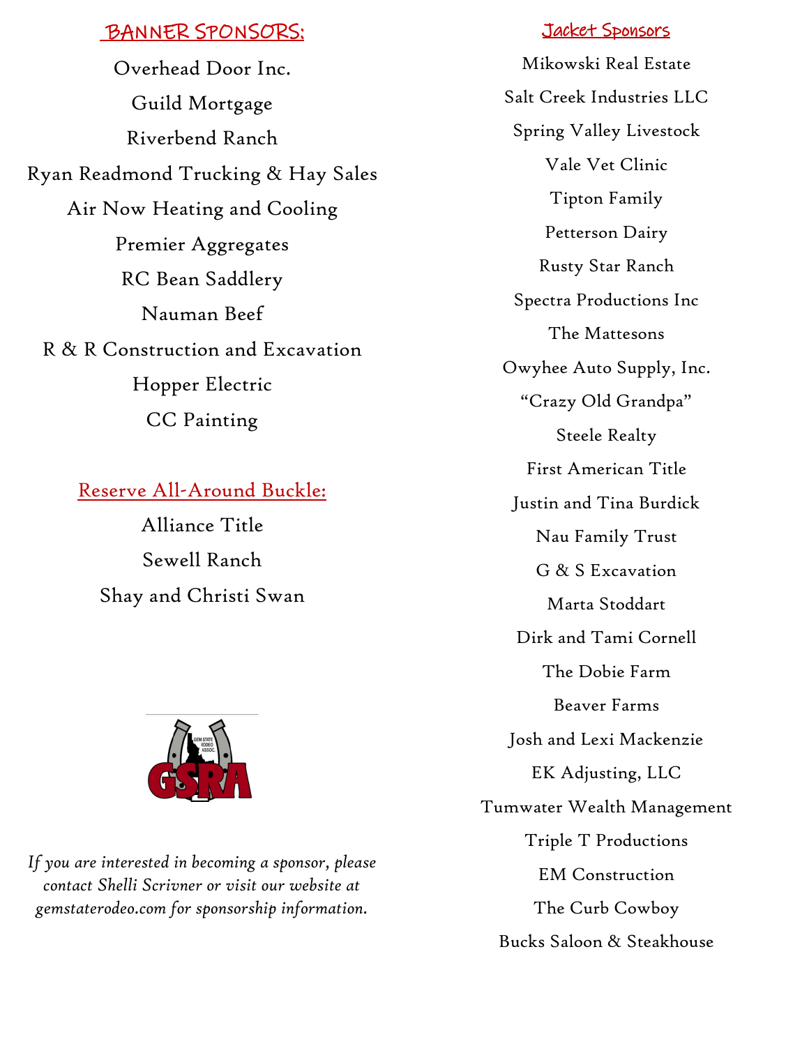## BANNER SPONSORS:

Overhead Door Inc.

Guild Mortgage

Riverbend Ranch

Ryan Readmond Trucking & Hay Sales

Air Now Heating and Cooling

Premier Aggregates

RC Bean Saddlery

Nauman Beef

R & R Construction and Excavation

Hopper Electric

CC Painting

## Reserve All-Around Buckle:

Alliance Title

Sewell Ranch

Shay and Christi Swan

*If you are interested in becoming a sponsor, please contact Shelli Scrivner or visit our website at gemstaterodeo.com for sponsorship information.*

## Jacket Sponsors

Mikowski Real Estate

Salt Creek Industries LLC

Spring Valley Livestock

Vale Vet Clinic

Tipton Family

Petterson Dairy

Rusty Star Ranch

Spectra Productions Inc

The Mattesons

Owyhee Auto Supply, Inc.

"Crazy Old Grandpa"

Steele Realty

First American Title

Justin and Tina Burdick

Nau Family Trust

G & S Excavation

Marta Stoddart

Dirk and Tami Cornell

The Dobie Farm

Beaver Farms

Josh and Lexi Mackenzie

EK Adjusting, LLC

Tumwater Wealth Management

Triple T Productions

EM Construction

The Curb Cowboy

Bucks Saloon & Steakhouse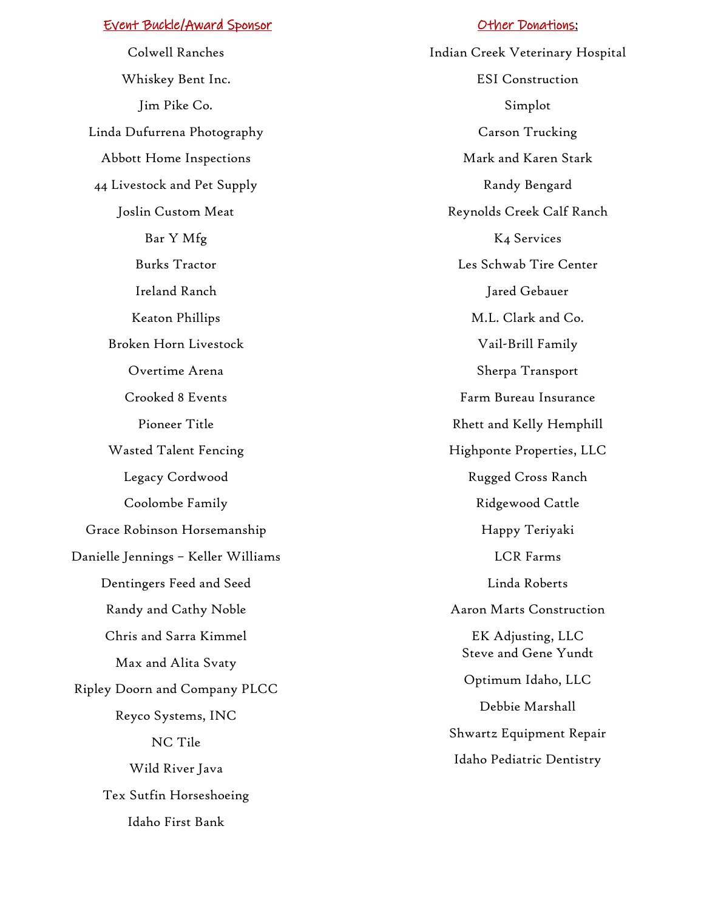## Event Buckle/Award Sponsor

Colwell Ranches

Whiskey Bent Inc.

Jim Pike Co.

Linda Dufurrena Photography

Abbott Home Inspections

44 Livestock and Pet Supply

Joslin Custom Meat

Bar Y Mfg

Burks Tractor

Ireland Ranch

Keaton Phillips

Broken Horn Livestock

Overtime Arena

Crooked 8 Events

Pioneer Title

Wasted Talent Fencing

Legacy Cordwood

Coolombe Family

Grace Robinson Horsemanship

Danielle Jennings – Keller Williams

Dentingers Feed and Seed

Randy and Cathy Noble

Chris and Sarra Kimmel

Max and Alita Svaty

Ripley Doorn and Company PLCC

Reyco Systems, INC

NC Tile

Wild River Java

Tex Sutfin Horseshoeing

Idaho First Bank

## Other Donations:

Indian Creek Veterinary Hospital

ESI Construction

Simplot

Carson Trucking

Mark and Karen Stark

Randy Bengard

Reynolds Creek Calf Ranch

K4 Services

Les Schwab Tire Center

Jared Gebauer

M.L. Clark and Co.

Vail-Brill Family

Sherpa Transport

Farm Bureau Insurance

Rhett and Kelly Hemphill

Highponte Properties, LLC

Rugged Cross Ranch

Ridgewood Cattle

Happy Teriyaki

LCR Farms

Linda Roberts

Aaron Marts Construction

EK Adjusting, LLC
Steve and Gene Yundt

Optimum Idaho, LLC

Debbie Marshall

Shwartz Equipment Repair

Idaho Pediatric Dentistry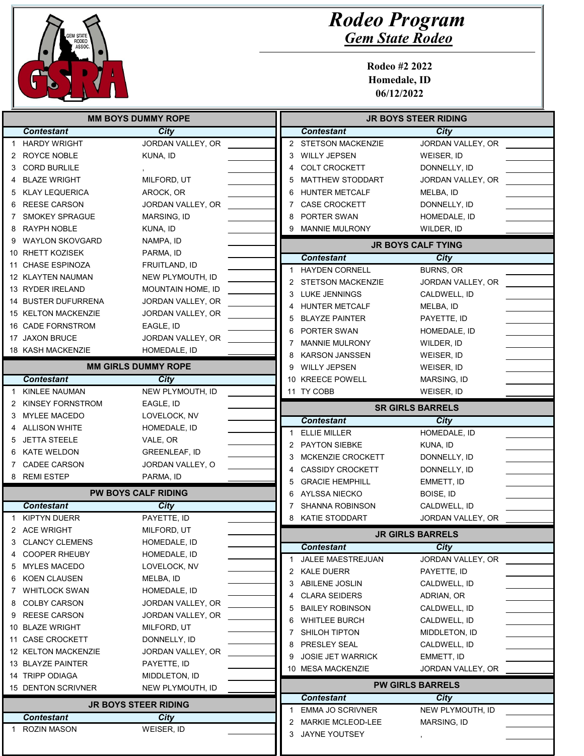# Rodeo Program

## Gem State Rodeo

**Rodeo #2 2022**
**Homedale, ID**
**06/12/2022**

### MM BOYS DUMMY ROPE

| | Contestant | City | |
|---|---|---|---|
| 1 | HARDY WRIGHT | JORDAN VALLEY, OR | |
| 2 | ROYCE NOBLE | KUNA, ID | |
| 3 | CORD BURLILE | , | |
| 4 | BLAZE WRIGHT | MILFORD, UT | |
| 5 | KLAY LEQUERICA | AROCK, OR | |
| 6 | REESE CARSON | JORDAN VALLEY, OR | |
| 7 | SMOKEY SPRAGUE | MARSING, ID | |
| 8 | RAYPH NOBLE | KUNA, ID | |
| 9 | WAYLON SKOVGARD | NAMPA, ID | |
| 10 | RHETT KOZISEK | PARMA, ID | |
| 11 | CHASE ESPINOZA | FRUITLAND, ID | |
| 12 | KLAYTEN NAUMAN | NEW PLYMOUTH, ID | |
| 13 | RYDER IRELAND | MOUNTAIN HOME, ID | |
| 14 | BUSTER DUFURRENA | JORDAN VALLEY, OR | |
| 15 | KELTON MACKENZIE | JORDAN VALLEY, OR | |
| 16 | CADE FORNSTROM | EAGLE, ID | |
| 17 | JAXON BRUCE | JORDAN VALLEY, OR | |
| 18 | KASH MACKENZIE | HOMEDALE, ID | |

### MM GIRLS DUMMY ROPE

| | Contestant | City | |
|---|---|---|---|
| 1 | KINLEE NAUMAN | NEW PLYMOUTH, ID | |
| 2 | KINSEY FORNSTROM | EAGLE, ID | |
| 3 | MYLEE MACEDO | LOVELOCK, NV | |
| 4 | ALLISON WHITE | HOMEDALE, ID | |
| 5 | JETTA STEELE | VALE, OR | |
| 6 | KATE WELDON | GREENLEAF, ID | |
| 7 | CADEE CARSON | JORDAN VALLEY, O | |
| 8 | REMI ESTEP | PARMA, ID | |

### PW BOYS CALF RIDING

| | Contestant | City | |
|---|---|---|---|
| 1 | KIPTYN DUERR | PAYETTE, ID | |
| 2 | ACE WRIGHT | MILFORD, UT | |
| 3 | CLANCY CLEMENS | HOMEDALE, ID | |
| 4 | COOPER RHEUBY | HOMEDALE, ID | |
| 5 | MYLES MACEDO | LOVELOCK, NV | |
| 6 | KOEN CLAUSEN | MELBA, ID | |
| 7 | WHITLOCK SWAN | HOMEDALE, ID | |
| 8 | COLBY CARSON | JORDAN VALLEY, OR | |
| 9 | REESE CARSON | JORDAN VALLEY, OR | |
| 10 | BLAZE WRIGHT | MILFORD, UT | |
| 11 | CASE CROCKETT | DONNELLY, ID | |
| 12 | KELTON MACKENZIE | JORDAN VALLEY, OR | |
| 13 | BLAYZE PAINTER | PAYETTE, ID | |
| 14 | TRIPP ODIAGA | MIDDLETON, ID | |
| 15 | DENTON SCRIVNER | NEW PLYMOUTH, ID | |

### JR BOYS STEER RIDING

| | Contestant | City | |
|---|---|---|---|
| 1 | ROZIN MASON | WEISER, ID | |
| 2 | STETSON MACKENZIE | JORDAN VALLEY, OR | |
| 3 | WILLY JEPSEN | WEISER, ID | |
| 4 | COLT CROCKETT | DONNELLY, ID | |
| 5 | MATTHEW STODDART | JORDAN VALLEY, OR | |
| 6 | HUNTER METCALF | MELBA, ID | |
| 7 | CASE CROCKETT | DONNELLY, ID | |
| 8 | PORTER SWAN | HOMEDALE, ID | |
| 9 | MANNIE MULRONY | WILDER, ID | |

### JR BOYS CALF TYING

| | Contestant | City | |
|---|---|---|---|
| 1 | HAYDEN CORNELL | BURNS, OR | |
| 2 | STETSON MACKENZIE | JORDAN VALLEY, OR | |
| 3 | LUKE JENNINGS | CALDWELL, ID | |
| 4 | HUNTER METCALF | MELBA, ID | |
| 5 | BLAYZE PAINTER | PAYETTE, ID | |
| 6 | PORTER SWAN | HOMEDALE, ID | |
| 7 | MANNIE MULRONY | WILDER, ID | |
| 8 | KARSON JANSSEN | WEISER, ID | |
| 9 | WILLY JEPSEN | WEISER, ID | |
| 10 | KREECE POWELL | MARSING, ID | |
| 11 | TY COBB | WEISER, ID | |

### SR GIRLS BARRELS

| | Contestant | City | |
|---|---|---|---|
| 1 | ELLIE MILLER | HOMEDALE, ID | |
| 2 | PAYTON SIEBKE | KUNA, ID | |
| 3 | MCKENZIE CROCKETT | DONNELLY, ID | |
| 4 | CASSIDY CROCKETT | DONNELLY, ID | |
| 5 | GRACIE HEMPHILL | EMMETT, ID | |
| 6 | AYLSSA NIECKO | BOISE, ID | |
| 7 | SHANNA ROBINSON | CALDWELL, ID | |
| 8 | KATIE STODDART | JORDAN VALLEY, OR | |

### JR GIRLS BARRELS

| | Contestant | City | |
|---|---|---|---|
| 1 | JALEE MAESTREJUAN | JORDAN VALLEY, OR | |
| 2 | KALE DUERR | PAYETTE, ID | |
| 3 | ABILENE JOSLIN | CALDWELL, ID | |
| 4 | CLARA SEIDERS | ADRIAN, OR | |
| 5 | BAILEY ROBINSON | CALDWELL, ID | |
| 6 | WHITLEE BURCH | CALDWELL, ID | |
| 7 | SHILOH TIPTON | MIDDLETON, ID | |
| 8 | PRESLEY SEAL | CALDWELL, ID | |
| 9 | JOSIE JET WARRICK | EMMETT, ID | |
| 10 | MESA MACKENZIE | JORDAN VALLEY, OR | |

### PW GIRLS BARRELS

| | Contestant | City | |
|---|---|---|---|
| 1 | EMMA JO SCRIVNER | NEW PLYMOUTH, ID | |
| 2 | MARKIE MCLEOD-LEE | MARSING, ID | |
| 3 | JAYNE YOUTSEY | , | |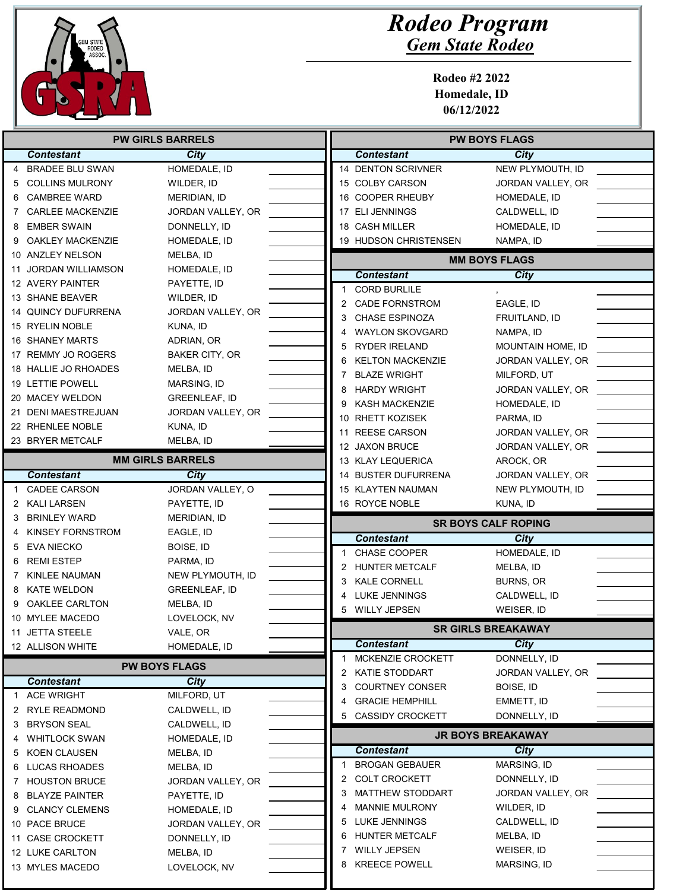# Rodeo Program
## Gem State Rodeo

**Rodeo #2 2022**
**Homedale, ID**
**06/12/2022**

### PW GIRLS BARRELS

| | Contestant | City | |
|---|---|---|---|
| 4 | BRADEE BLU SWAN | HOMEDALE, ID | |
| 5 | COLLINS MULRONY | WILDER, ID | |
| 6 | CAMBREE WARD | MERIDIAN, ID | |
| 7 | CARLEE MACKENZIE | JORDAN VALLEY, OR | |
| 8 | EMBER SWAIN | DONNELLY, ID | |
| 9 | OAKLEY MACKENZIE | HOMEDALE, ID | |
| 10 | ANZLEY NELSON | MELBA, ID | |
| 11 | JORDAN WILLIAMSON | HOMEDALE, ID | |
| 12 | AVERY PAINTER | PAYETTE, ID | |
| 13 | SHANE BEAVER | WILDER, ID | |
| 14 | QUINCY DUFURRENA | JORDAN VALLEY, OR | |
| 15 | RYELIN NOBLE | KUNA, ID | |
| 16 | SHANEY MARTS | ADRIAN, OR | |
| 17 | REMMY JO ROGERS | BAKER CITY, OR | |
| 18 | HALLIE JO RHOADES | MELBA, ID | |
| 19 | LETTIE POWELL | MARSING, ID | |
| 20 | MACEY WELDON | GREENLEAF, ID | |
| 21 | DENI MAESTREJUAN | JORDAN VALLEY, OR | |
| 22 | RHENLEE NOBLE | KUNA, ID | |
| 23 | BRYER METCALF | MELBA, ID | |

### MM GIRLS BARRELS

| | Contestant | City | |
|---|---|---|---|
| 1 | CADEE CARSON | JORDAN VALLEY, O | |
| 2 | KALI LARSEN | PAYETTE, ID | |
| 3 | BRINLEY WARD | MERIDIAN, ID | |
| 4 | KINSEY FORNSTROM | EAGLE, ID | |
| 5 | EVA NIECKO | BOISE, ID | |
| 6 | REMI ESTEP | PARMA, ID | |
| 7 | KINLEE NAUMAN | NEW PLYMOUTH, ID | |
| 8 | KATE WELDON | GREENLEAF, ID | |
| 9 | OAKLEE CARLTON | MELBA, ID | |
| 10 | MYLEE MACEDO | LOVELOCK, NV | |
| 11 | JETTA STEELE | VALE, OR | |
| 12 | ALLISON WHITE | HOMEDALE, ID | |

### PW BOYS FLAGS

| | Contestant | City | |
|---|---|---|---|
| 1 | ACE WRIGHT | MILFORD, UT | |
| 2 | RYLE READMOND | CALDWELL, ID | |
| 3 | BRYSON SEAL | CALDWELL, ID | |
| 4 | WHITLOCK SWAN | HOMEDALE, ID | |
| 5 | KOEN CLAUSEN | MELBA, ID | |
| 6 | LUCAS RHOADES | MELBA, ID | |
| 7 | HOUSTON BRUCE | JORDAN VALLEY, OR | |
| 8 | BLAYZE PAINTER | PAYETTE, ID | |
| 9 | CLANCY CLEMENS | HOMEDALE, ID | |
| 10 | PACE BRUCE | JORDAN VALLEY, OR | |
| 11 | CASE CROCKETT | DONNELLY, ID | |
| 12 | LUKE CARLTON | MELBA, ID | |
| 13 | MYLES MACEDO | LOVELOCK, NV | |
| 14 | DENTON SCRIVNER | NEW PLYMOUTH, ID | |
| 15 | COLBY CARSON | JORDAN VALLEY, OR | |
| 16 | COOPER RHEUBY | HOMEDALE, ID | |
| 17 | ELI JENNINGS | CALDWELL, ID | |
| 18 | CASH MILLER | HOMEDALE, ID | |
| 19 | HUDSON CHRISTENSEN | NAMPA, ID | |

### MM BOYS FLAGS

| | Contestant | City | |
|---|---|---|---|
| 1 | CORD BURLILE | , | |
| 2 | CADE FORNSTROM | EAGLE, ID | |
| 3 | CHASE ESPINOZA | FRUITLAND, ID | |
| 4 | WAYLON SKOVGARD | NAMPA, ID | |
| 5 | RYDER IRELAND | MOUNTAIN HOME, ID | |
| 6 | KELTON MACKENZIE | JORDAN VALLEY, OR | |
| 7 | BLAZE WRIGHT | MILFORD, UT | |
| 8 | HARDY WRIGHT | JORDAN VALLEY, OR | |
| 9 | KASH MACKENZIE | HOMEDALE, ID | |
| 10 | RHETT KOZISEK | PARMA, ID | |
| 11 | REESE CARSON | JORDAN VALLEY, OR | |
| 12 | JAXON BRUCE | JORDAN VALLEY, OR | |
| 13 | KLAY LEQUERICA | AROCK, OR | |
| 14 | BUSTER DUFURRENA | JORDAN VALLEY, OR | |
| 15 | KLAYTEN NAUMAN | NEW PLYMOUTH, ID | |
| 16 | ROYCE NOBLE | KUNA, ID | |

### SR BOYS CALF ROPING

| | Contestant | City | |
|---|---|---|---|
| 1 | CHASE COOPER | HOMEDALE, ID | |
| 2 | HUNTER METCALF | MELBA, ID | |
| 3 | KALE CORNELL | BURNS, OR | |
| 4 | LUKE JENNINGS | CALDWELL, ID | |
| 5 | WILLY JEPSEN | WEISER, ID | |

### SR GIRLS BREAKAWAY

| | Contestant | City | |
|---|---|---|---|
| 1 | MCKENZIE CROCKETT | DONNELLY, ID | |
| 2 | KATIE STODDART | JORDAN VALLEY, OR | |
| 3 | COURTNEY CONSER | BOISE, ID | |
| 4 | GRACIE HEMPHILL | EMMETT, ID | |
| 5 | CASSIDY CROCKETT | DONNELLY, ID | |

### JR BOYS BREAKAWAY

| | Contestant | City | |
|---|---|---|---|
| 1 | BROGAN GEBAUER | MARSING, ID | |
| 2 | COLT CROCKETT | DONNELLY, ID | |
| 3 | MATTHEW STODDART | JORDAN VALLEY, OR | |
| 4 | MANNIE MULRONY | WILDER, ID | |
| 5 | LUKE JENNINGS | CALDWELL, ID | |
| 6 | HUNTER METCALF | MELBA, ID | |
| 7 | WILLY JEPSEN | WEISER, ID | |
| 8 | KREECE POWELL | MARSING, ID | |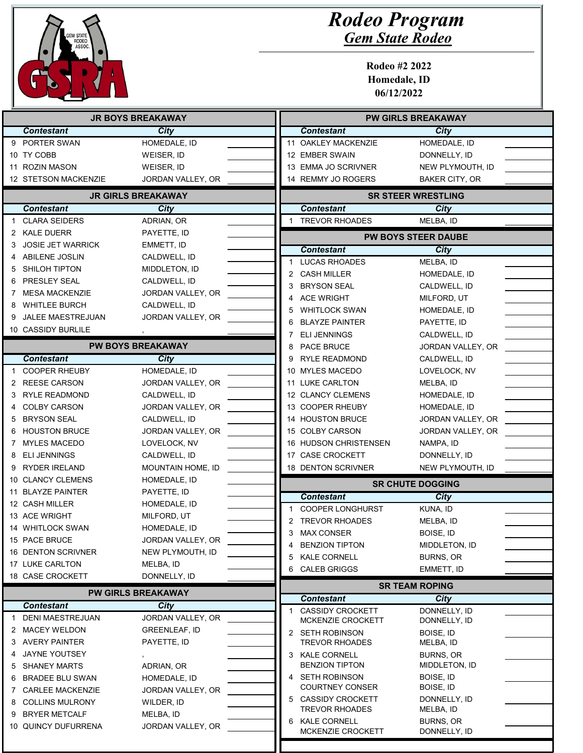# Rodeo Program

## Gem State Rodeo

**Rodeo #2 2022**
**Homedale, ID**
**06/12/2022**

### JR BOYS BREAKAWAY

| | Contestant | City | |
|---|---|---|---|
| 9 | PORTER SWAN | HOMEDALE, ID | |
| 10 | TY COBB | WEISER, ID | |
| 11 | ROZIN MASON | WEISER, ID | |
| 12 | STETSON MACKENZIE | JORDAN VALLEY, OR | |

### JR GIRLS BREAKAWAY

| | Contestant | City | |
|---|---|---|---|
| 1 | CLARA SEIDERS | ADRIAN, OR | |
| 2 | KALE DUERR | PAYETTE, ID | |
| 3 | JOSIE JET WARRICK | EMMETT, ID | |
| 4 | ABILENE JOSLIN | CALDWELL, ID | |
| 5 | SHILOH TIPTON | MIDDLETON, ID | |
| 6 | PRESLEY SEAL | CALDWELL, ID | |
| 7 | MESA MACKENZIE | JORDAN VALLEY, OR | |
| 8 | WHITLEE BURCH | CALDWELL, ID | |
| 9 | JALEE MAESTREJUAN | JORDAN VALLEY, OR | |
| 10 | CASSIDY BURLILE | , | |

### PW BOYS BREAKAWAY

| | Contestant | City | |
|---|---|---|---|
| 1 | COOPER RHEUBY | HOMEDALE, ID | |
| 2 | REESE CARSON | JORDAN VALLEY, OR | |
| 3 | RYLE READMOND | CALDWELL, ID | |
| 4 | COLBY CARSON | JORDAN VALLEY, OR | |
| 5 | BRYSON SEAL | CALDWELL, ID | |
| 6 | HOUSTON BRUCE | JORDAN VALLEY, OR | |
| 7 | MYLES MACEDO | LOVELOCK, NV | |
| 8 | ELI JENNINGS | CALDWELL, ID | |
| 9 | RYDER IRELAND | MOUNTAIN HOME, ID | |
| 10 | CLANCY CLEMENS | HOMEDALE, ID | |
| 11 | BLAYZE PAINTER | PAYETTE, ID | |
| 12 | CASH MILLER | HOMEDALE, ID | |
| 13 | ACE WRIGHT | MILFORD, UT | |
| 14 | WHITLOCK SWAN | HOMEDALE, ID | |
| 15 | PACE BRUCE | JORDAN VALLEY, OR | |
| 16 | DENTON SCRIVNER | NEW PLYMOUTH, ID | |
| 17 | LUKE CARLTON | MELBA, ID | |
| 18 | CASE CROCKETT | DONNELLY, ID | |

### PW GIRLS BREAKAWAY

| | Contestant | City | |
|---|---|---|---|
| 1 | DENI MAESTREJUAN | JORDAN VALLEY, OR | |
| 2 | MACEY WELDON | GREENLEAF, ID | |
| 3 | AVERY PAINTER | PAYETTE, ID | |
| 4 | JAYNE YOUTSEY | , | |
| 5 | SHANEY MARTS | ADRIAN, OR | |
| 6 | BRADEE BLU SWAN | HOMEDALE, ID | |
| 7 | CARLEE MACKENZIE | JORDAN VALLEY, OR | |
| 8 | COLLINS MULRONY | WILDER, ID | |
| 9 | BRYER METCALF | MELBA, ID | |
| 10 | QUINCY DUFURRENA | JORDAN VALLEY, OR | |
| 11 | OAKLEY MACKENZIE | HOMEDALE, ID | |
| 12 | EMBER SWAIN | DONNELLY, ID | |
| 13 | EMMA JO SCRIVNER | NEW PLYMOUTH, ID | |
| 14 | REMMY JO ROGERS | BAKER CITY, OR | |

### SR STEER WRESTLING

| | Contestant | City | |
|---|---|---|---|
| 1 | TREVOR RHOADES | MELBA, ID | |

### PW BOYS STEER DAUBE

| | Contestant | City | |
|---|---|---|---|
| 1 | LUCAS RHOADES | MELBA, ID | |
| 2 | CASH MILLER | HOMEDALE, ID | |
| 3 | BRYSON SEAL | CALDWELL, ID | |
| 4 | ACE WRIGHT | MILFORD, UT | |
| 5 | WHITLOCK SWAN | HOMEDALE, ID | |
| 6 | BLAYZE PAINTER | PAYETTE, ID | |
| 7 | ELI JENNINGS | CALDWELL, ID | |
| 8 | PACE BRUCE | JORDAN VALLEY, OR | |
| 9 | RYLE READMOND | CALDWELL, ID | |
| 10 | MYLES MACEDO | LOVELOCK, NV | |
| 11 | LUKE CARLTON | MELBA, ID | |
| 12 | CLANCY CLEMENS | HOMEDALE, ID | |
| 13 | COOPER RHEUBY | HOMEDALE, ID | |
| 14 | HOUSTON BRUCE | JORDAN VALLEY, OR | |
| 15 | COLBY CARSON | JORDAN VALLEY, OR | |
| 16 | HUDSON CHRISTENSEN | NAMPA, ID | |
| 17 | CASE CROCKETT | DONNELLY, ID | |
| 18 | DENTON SCRIVNER | NEW PLYMOUTH, ID | |

### SR CHUTE DOGGING

| | Contestant | City | |
|---|---|---|---|
| 1 | COOPER LONGHURST | KUNA, ID | |
| 2 | TREVOR RHOADES | MELBA, ID | |
| 3 | MAX CONSER | BOISE, ID | |
| 4 | BENZION TIPTON | MIDDLETON, ID | |
| 5 | KALE CORNELL | BURNS, OR | |
| 6 | CALEB GRIGGS | EMMETT, ID | |

### SR TEAM ROPING

| | Contestant | City | |
|---|---|---|---|
| 1 | CASSIDY CROCKETT<br>MCKENZIE CROCKETT | DONNELLY, ID<br>DONNELLY, ID | |
| 2 | SETH ROBINSON<br>TREVOR RHOADES | BOISE, ID<br>MELBA, ID | |
| 3 | KALE CORNELL<br>BENZION TIPTON | BURNS, OR<br>MIDDLETON, ID | |
| 4 | SETH ROBINSON<br>COURTNEY CONSER | BOISE, ID<br>BOISE, ID | |
| 5 | CASSIDY CROCKETT<br>TREVOR RHOADES | DONNELLY, ID<br>MELBA, ID | |
| 6 | KALE CORNELL<br>MCKENZIE CROCKETT | BURNS, OR<br>DONNELLY, ID | |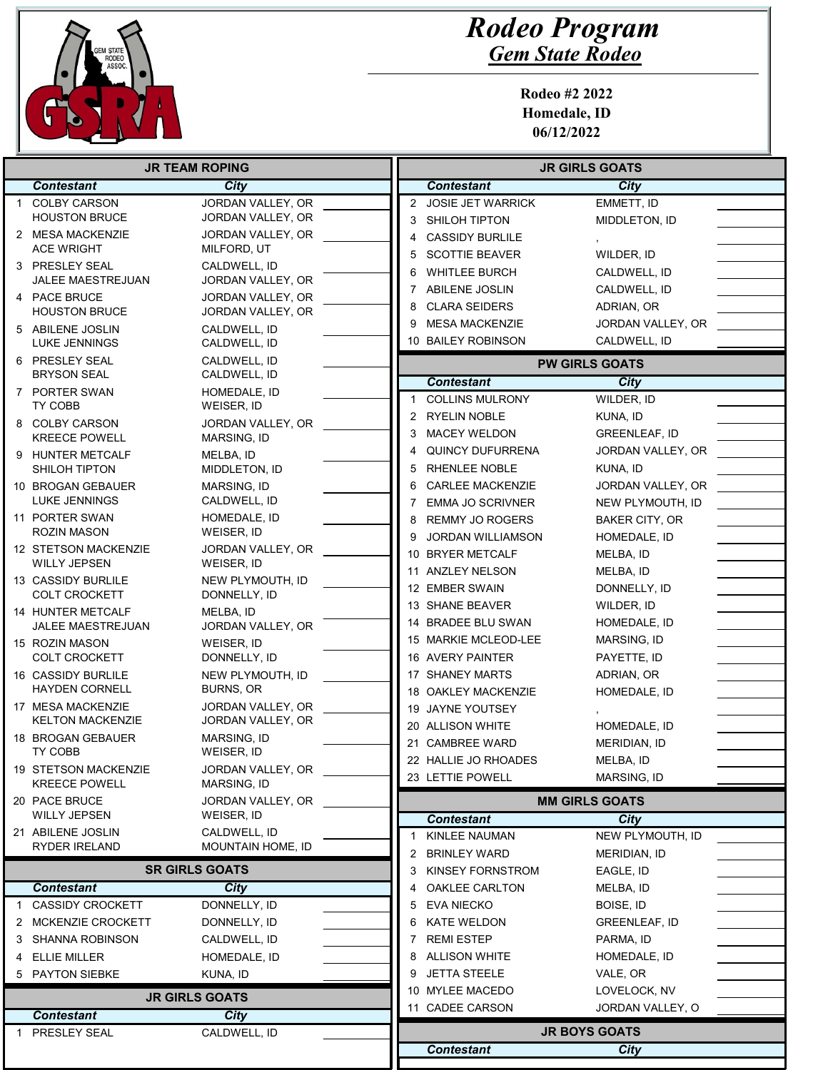# Rodeo Program

## Gem State Rodeo

**Rodeo #2 2022**
**Homedale, ID**
**06/12/2022**

### JR TEAM ROPING

| # | Contestant | City |
|---|---|---|
| 1 | COLBY CARSON | JORDAN VALLEY, OR |
| | HOUSTON BRUCE | JORDAN VALLEY, OR |
| 2 | MESA MACKENZIE | JORDAN VALLEY, OR |
| | ACE WRIGHT | MILFORD, UT |
| 3 | PRESLEY SEAL | CALDWELL, ID |
| | JALEE MAESTREJUAN | JORDAN VALLEY, OR |
| 4 | PACE BRUCE | JORDAN VALLEY, OR |
| | HOUSTON BRUCE | JORDAN VALLEY, OR |
| 5 | ABILENE JOSLIN | CALDWELL, ID |
| | LUKE JENNINGS | CALDWELL, ID |
| 6 | PRESLEY SEAL | CALDWELL, ID |
| | BRYSON SEAL | CALDWELL, ID |
| 7 | PORTER SWAN | HOMEDALE, ID |
| | TY COBB | WEISER, ID |
| 8 | COLBY CARSON | JORDAN VALLEY, OR |
| | KREECE POWELL | MARSING, ID |
| 9 | HUNTER METCALF | MELBA, ID |
| | SHILOH TIPTON | MIDDLETON, ID |
| 10 | BROGAN GEBAUER | MARSING, ID |
| | LUKE JENNINGS | CALDWELL, ID |
| 11 | PORTER SWAN | HOMEDALE, ID |
| | ROZIN MASON | WEISER, ID |
| 12 | STETSON MACKENZIE | JORDAN VALLEY, OR |
| | WILLY JEPSEN | WEISER, ID |
| 13 | CASSIDY BURLILE | NEW PLYMOUTH, ID |
| | COLT CROCKETT | DONNELLY, ID |
| 14 | HUNTER METCALF | MELBA, ID |
| | JALEE MAESTREJUAN | JORDAN VALLEY, OR |
| 15 | ROZIN MASON | WEISER, ID |
| | COLT CROCKETT | DONNELLY, ID |
| 16 | CASSIDY BURLILE | NEW PLYMOUTH, ID |
| | HAYDEN CORNELL | BURNS, OR |
| 17 | MESA MACKENZIE | JORDAN VALLEY, OR |
| | KELTON MACKENZIE | JORDAN VALLEY, OR |
| 18 | BROGAN GEBAUER | MARSING, ID |
| | TY COBB | WEISER, ID |
| 19 | STETSON MACKENZIE | JORDAN VALLEY, OR |
| | KREECE POWELL | MARSING, ID |
| 20 | PACE BRUCE | JORDAN VALLEY, OR |
| | WILLY JEPSEN | WEISER, ID |
| 21 | ABILENE JOSLIN | CALDWELL, ID |
| | RYDER IRELAND | MOUNTAIN HOME, ID |

### SR GIRLS GOATS

| # | Contestant | City |
|---|---|---|
| 1 | CASSIDY CROCKETT | DONNELLY, ID |
| 2 | MCKENZIE CROCKETT | DONNELLY, ID |
| 3 | SHANNA ROBINSON | CALDWELL, ID |
| 4 | ELLIE MILLER | HOMEDALE, ID |
| 5 | PAYTON SIEBKE | KUNA, ID |

### JR GIRLS GOATS

| # | Contestant | City |
|---|---|---|
| 1 | PRESLEY SEAL | CALDWELL, ID |
| 2 | JOSIE JET WARRICK | EMMETT, ID |
| 3 | SHILOH TIPTON | MIDDLETON, ID |
| 4 | CASSIDY BURLILE | , |
| 5 | SCOTTIE BEAVER | WILDER, ID |
| 6 | WHITLEE BURCH | CALDWELL, ID |
| 7 | ABILENE JOSLIN | CALDWELL, ID |
| 8 | CLARA SEIDERS | ADRIAN, OR |
| 9 | MESA MACKENZIE | JORDAN VALLEY, OR |
| 10 | BAILEY ROBINSON | CALDWELL, ID |

### PW GIRLS GOATS

| # | Contestant | City |
|---|---|---|
| 1 | COLLINS MULRONY | WILDER, ID |
| 2 | RYELIN NOBLE | KUNA, ID |
| 3 | MACEY WELDON | GREENLEAF, ID |
| 4 | QUINCY DUFURRENA | JORDAN VALLEY, OR |
| 5 | RHENLEE NOBLE | KUNA, ID |
| 6 | CARLEE MACKENZIE | JORDAN VALLEY, OR |
| 7 | EMMA JO SCRIVNER | NEW PLYMOUTH, ID |
| 8 | REMMY JO ROGERS | BAKER CITY, OR |
| 9 | JORDAN WILLIAMSON | HOMEDALE, ID |
| 10 | BRYER METCALF | MELBA, ID |
| 11 | ANZLEY NELSON | MELBA, ID |
| 12 | EMBER SWAIN | DONNELLY, ID |
| 13 | SHANE BEAVER | WILDER, ID |
| 14 | BRADEE BLU SWAN | HOMEDALE, ID |
| 15 | MARKIE MCLEOD-LEE | MARSING, ID |
| 16 | AVERY PAINTER | PAYETTE, ID |
| 17 | SHANEY MARTS | ADRIAN, OR |
| 18 | OAKLEY MACKENZIE | HOMEDALE, ID |
| 19 | JAYNE YOUTSEY | , |
| 20 | ALLISON WHITE | HOMEDALE, ID |
| 21 | CAMBREE WARD | MERIDIAN, ID |
| 22 | HALLIE JO RHOADES | MELBA, ID |
| 23 | LETTIE POWELL | MARSING, ID |

### MM GIRLS GOATS

| # | Contestant | City |
|---|---|---|
| 1 | KINLEE NAUMAN | NEW PLYMOUTH, ID |
| 2 | BRINLEY WARD | MERIDIAN, ID |
| 3 | KINSEY FORNSTROM | EAGLE, ID |
| 4 | OAKLEE CARLTON | MELBA, ID |
| 5 | EVA NIECKO | BOISE, ID |
| 6 | KATE WELDON | GREENLEAF, ID |
| 7 | REMI ESTEP | PARMA, ID |
| 8 | ALLISON WHITE | HOMEDALE, ID |
| 9 | JETTA STEELE | VALE, OR |
| 10 | MYLEE MACEDO | LOVELOCK, NV |
| 11 | CADEE CARSON | JORDAN VALLEY, O |

### JR BOYS GOATS

| # | Contestant | City |
|---|---|---|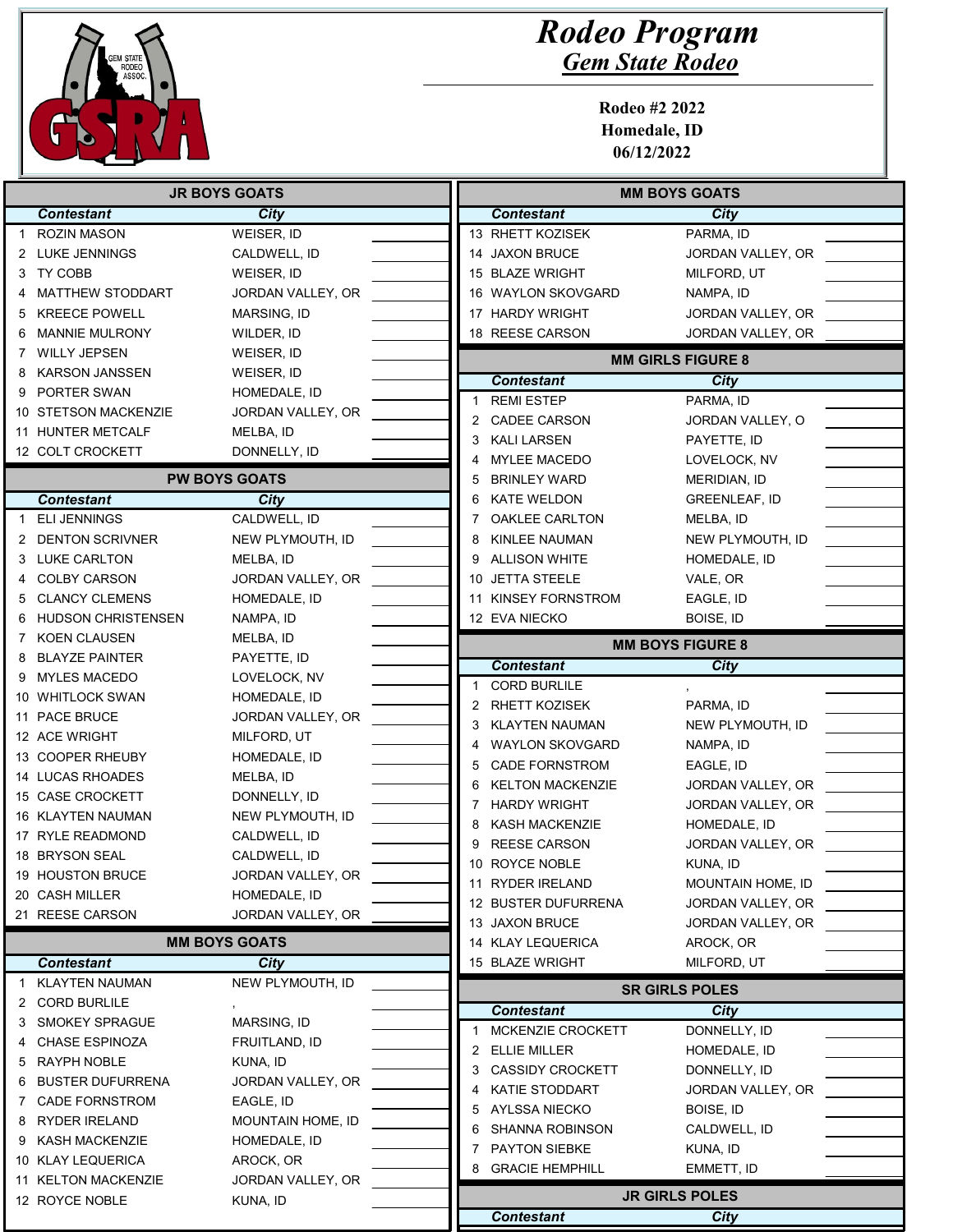# Rodeo Program

## Gem State Rodeo

**Rodeo #2 2022**
**Homedale, ID**
**06/12/2022**

### JR BOYS GOATS

| | Contestant | City | |
|---|---|---|---|
| 1 | ROZIN MASON | WEISER, ID | |
| 2 | LUKE JENNINGS | CALDWELL, ID | |
| 3 | TY COBB | WEISER, ID | |
| 4 | MATTHEW STODDART | JORDAN VALLEY, OR | |
| 5 | KREECE POWELL | MARSING, ID | |
| 6 | MANNIE MULRONY | WILDER, ID | |
| 7 | WILLY JEPSEN | WEISER, ID | |
| 8 | KARSON JANSSEN | WEISER, ID | |
| 9 | PORTER SWAN | HOMEDALE, ID | |
| 10 | STETSON MACKENZIE | JORDAN VALLEY, OR | |
| 11 | HUNTER METCALF | MELBA, ID | |
| 12 | COLT CROCKETT | DONNELLY, ID | |

### PW BOYS GOATS

| | Contestant | City | |
|---|---|---|---|
| 1 | ELI JENNINGS | CALDWELL, ID | |
| 2 | DENTON SCRIVNER | NEW PLYMOUTH, ID | |
| 3 | LUKE CARLTON | MELBA, ID | |
| 4 | COLBY CARSON | JORDAN VALLEY, OR | |
| 5 | CLANCY CLEMENS | HOMEDALE, ID | |
| 6 | HUDSON CHRISTENSEN | NAMPA, ID | |
| 7 | KOEN CLAUSEN | MELBA, ID | |
| 8 | BLAYZE PAINTER | PAYETTE, ID | |
| 9 | MYLES MACEDO | LOVELOCK, NV | |
| 10 | WHITLOCK SWAN | HOMEDALE, ID | |
| 11 | PACE BRUCE | JORDAN VALLEY, OR | |
| 12 | ACE WRIGHT | MILFORD, UT | |
| 13 | COOPER RHEUBY | HOMEDALE, ID | |
| 14 | LUCAS RHOADES | MELBA, ID | |
| 15 | CASE CROCKETT | DONNELLY, ID | |
| 16 | KLAYTEN NAUMAN | NEW PLYMOUTH, ID | |
| 17 | RYLE READMOND | CALDWELL, ID | |
| 18 | BRYSON SEAL | CALDWELL, ID | |
| 19 | HOUSTON BRUCE | JORDAN VALLEY, OR | |
| 20 | CASH MILLER | HOMEDALE, ID | |
| 21 | REESE CARSON | JORDAN VALLEY, OR | |

### MM BOYS GOATS

| | Contestant | City | |
|---|---|---|---|
| 1 | KLAYTEN NAUMAN | NEW PLYMOUTH, ID | |
| 2 | CORD BURLILE | , | |
| 3 | SMOKEY SPRAGUE | MARSING, ID | |
| 4 | CHASE ESPINOZA | FRUITLAND, ID | |
| 5 | RAYPH NOBLE | KUNA, ID | |
| 6 | BUSTER DUFURRENA | JORDAN VALLEY, OR | |
| 7 | CADE FORNSTROM | EAGLE, ID | |
| 8 | RYDER IRELAND | MOUNTAIN HOME, ID | |
| 9 | KASH MACKENZIE | HOMEDALE, ID | |
| 10 | KLAY LEQUERICA | AROCK, OR | |
| 11 | KELTON MACKENZIE | JORDAN VALLEY, OR | |
| 12 | ROYCE NOBLE | KUNA, ID | |
| 13 | RHETT KOZISEK | PARMA, ID | |
| 14 | JAXON BRUCE | JORDAN VALLEY, OR | |
| 15 | BLAZE WRIGHT | MILFORD, UT | |
| 16 | WAYLON SKOVGARD | NAMPA, ID | |
| 17 | HARDY WRIGHT | JORDAN VALLEY, OR | |
| 18 | REESE CARSON | JORDAN VALLEY, OR | |

### MM GIRLS FIGURE 8

| | Contestant | City | |
|---|---|---|---|
| 1 | REMI ESTEP | PARMA, ID | |
| 2 | CADEE CARSON | JORDAN VALLEY, O | |
| 3 | KALI LARSEN | PAYETTE, ID | |
| 4 | MYLEE MACEDO | LOVELOCK, NV | |
| 5 | BRINLEY WARD | MERIDIAN, ID | |
| 6 | KATE WELDON | GREENLEAF, ID | |
| 7 | OAKLEE CARLTON | MELBA, ID | |
| 8 | KINLEE NAUMAN | NEW PLYMOUTH, ID | |
| 9 | ALLISON WHITE | HOMEDALE, ID | |
| 10 | JETTA STEELE | VALE, OR | |
| 11 | KINSEY FORNSTROM | EAGLE, ID | |
| 12 | EVA NIECKO | BOISE, ID | |

### MM BOYS FIGURE 8

| | Contestant | City | |
|---|---|---|---|
| 1 | CORD BURLILE | , | |
| 2 | RHETT KOZISEK | PARMA, ID | |
| 3 | KLAYTEN NAUMAN | NEW PLYMOUTH, ID | |
| 4 | WAYLON SKOVGARD | NAMPA, ID | |
| 5 | CADE FORNSTROM | EAGLE, ID | |
| 6 | KELTON MACKENZIE | JORDAN VALLEY, OR | |
| 7 | HARDY WRIGHT | JORDAN VALLEY, OR | |
| 8 | KASH MACKENZIE | HOMEDALE, ID | |
| 9 | REESE CARSON | JORDAN VALLEY, OR | |
| 10 | ROYCE NOBLE | KUNA, ID | |
| 11 | RYDER IRELAND | MOUNTAIN HOME, ID | |
| 12 | BUSTER DUFURRENA | JORDAN VALLEY, OR | |
| 13 | JAXON BRUCE | JORDAN VALLEY, OR | |
| 14 | KLAY LEQUERICA | AROCK, OR | |
| 15 | BLAZE WRIGHT | MILFORD, UT | |

### SR GIRLS POLES

| | Contestant | City | |
|---|---|---|---|
| 1 | MCKENZIE CROCKETT | DONNELLY, ID | |
| 2 | ELLIE MILLER | HOMEDALE, ID | |
| 3 | CASSIDY CROCKETT | DONNELLY, ID | |
| 4 | KATIE STODDART | JORDAN VALLEY, OR | |
| 5 | AYLSSA NIECKO | BOISE, ID | |
| 6 | SHANNA ROBINSON | CALDWELL, ID | |
| 7 | PAYTON SIEBKE | KUNA, ID | |
| 8 | GRACIE HEMPHILL | EMMETT, ID | |

### JR GIRLS POLES

| | Contestant | City | |
|---|---|---|---|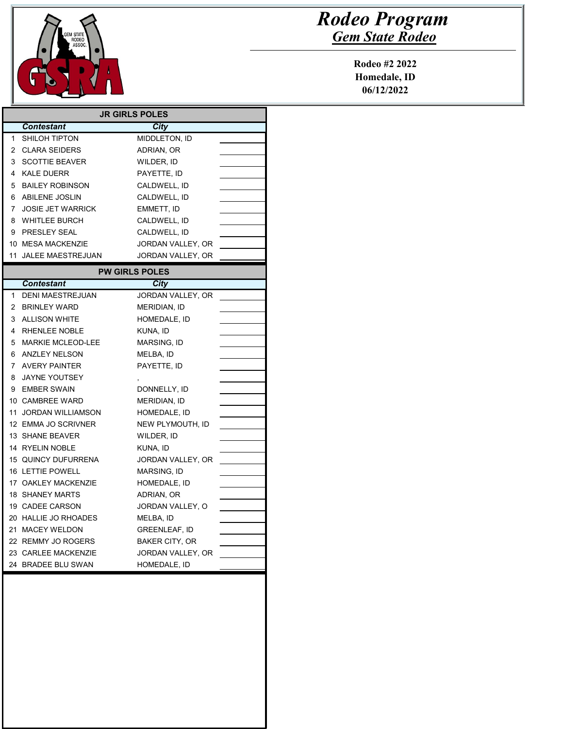# Rodeo Program

## Gem State Rodeo

**Rodeo #2 2022**
**Homedale, ID**
**06/12/2022**

### JR GIRLS POLES

| | Contestant | City | |
|---|---|---|---|
| 1 | SHILOH TIPTON | MIDDLETON, ID | |
| 2 | CLARA SEIDERS | ADRIAN, OR | |
| 3 | SCOTTIE BEAVER | WILDER, ID | |
| 4 | KALE DUERR | PAYETTE, ID | |
| 5 | BAILEY ROBINSON | CALDWELL, ID | |
| 6 | ABILENE JOSLIN | CALDWELL, ID | |
| 7 | JOSIE JET WARRICK | EMMETT, ID | |
| 8 | WHITLEE BURCH | CALDWELL, ID | |
| 9 | PRESLEY SEAL | CALDWELL, ID | |
| 10 | MESA MACKENZIE | JORDAN VALLEY, OR | |
| 11 | JALEE MAESTREJUAN | JORDAN VALLEY, OR | |

### PW GIRLS POLES

| | Contestant | City | |
|---|---|---|---|
| 1 | DENI MAESTREJUAN | JORDAN VALLEY, OR | |
| 2 | BRINLEY WARD | MERIDIAN, ID | |
| 3 | ALLISON WHITE | HOMEDALE, ID | |
| 4 | RHENLEE NOBLE | KUNA, ID | |
| 5 | MARKIE MCLEOD-LEE | MARSING, ID | |
| 6 | ANZLEY NELSON | MELBA, ID | |
| 7 | AVERY PAINTER | PAYETTE, ID | |
| 8 | JAYNE YOUTSEY | , | |
| 9 | EMBER SWAIN | DONNELLY, ID | |
| 10 | CAMBREE WARD | MERIDIAN, ID | |
| 11 | JORDAN WILLIAMSON | HOMEDALE, ID | |
| 12 | EMMA JO SCRIVNER | NEW PLYMOUTH, ID | |
| 13 | SHANE BEAVER | WILDER, ID | |
| 14 | RYELIN NOBLE | KUNA, ID | |
| 15 | QUINCY DUFURRENA | JORDAN VALLEY, OR | |
| 16 | LETTIE POWELL | MARSING, ID | |
| 17 | OAKLEY MACKENZIE | HOMEDALE, ID | |
| 18 | SHANEY MARTS | ADRIAN, OR | |
| 19 | CADEE CARSON | JORDAN VALLEY, O | |
| 20 | HALLIE JO RHOADES | MELBA, ID | |
| 21 | MACEY WELDON | GREENLEAF, ID | |
| 22 | REMMY JO ROGERS | BAKER CITY, OR | |
| 23 | CARLEE MACKENZIE | JORDAN VALLEY, OR | |
| 24 | BRADEE BLU SWAN | HOMEDALE, ID | |